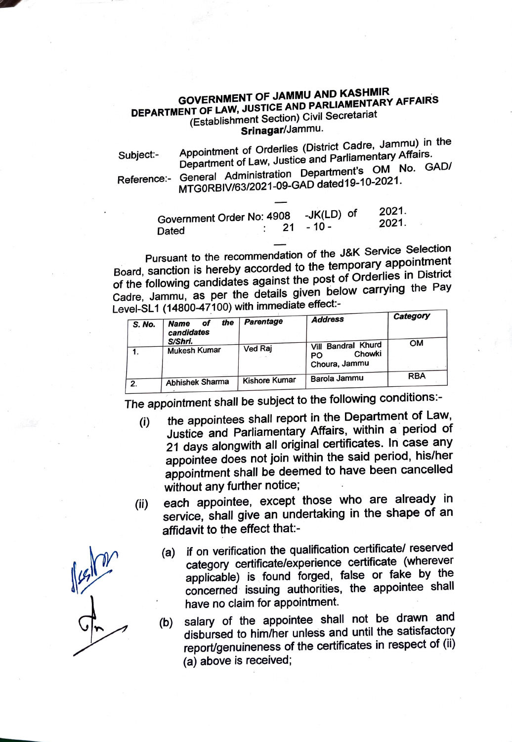**GOVERNMENT OF JAMMU AND KASHMIR**
**DEPARTMENT OF LAW, JUSTICE AND PARLIAMENTARY AFFAIRS**
(Establishment Section) Civil Secretariat
**Srinagar**/Jammu.

Subject:- Appointment of Orderlies (District Cadre, Jammu) in the Department of Law, Justice and Parliamentary Affairs.

Reference:- General Administration Department's OM No. GAD/ MTG0RBIV/63/2021-09-GAD dated19-10-2021.

Government Order No: 4908 -JK(LD) of 2021.
Dated : 21 - 10 - 2021.

Pursuant to the recommendation of the J&K Service Selection Board, sanction is hereby accorded to the temporary appointment of the following candidates against the post of Orderlies in District Cadre, Jammu, as per the details given below carrying the Pay Level-SL1 (14800-47100) with immediate effect:-

| S. No. | Name of the candidates S/Shri. | Parentage | Address | Category |
|---|---|---|---|---|
| 1. | Mukesh Kumar | Ved Raj | Vill Bandral Khurd PO Chowki Choura, Jammu | OM |
| 2. | Abhishek Sharma | Kishore Kumar | Barola Jammu | RBA |

The appointment shall be subject to the following conditions:-

(i) the appointees shall report in the Department of Law, Justice and Parliamentary Affairs, within a period of 21 days alongwith all original certificates. In case any appointee does not join within the said period, his/her appointment shall be deemed to have been cancelled without any further notice;

(ii) each appointee, except those who are already in service, shall give an undertaking in the shape of an affidavit to the effect that:-

(a) if on verification the qualification certificate/ reserved category certificate/experience certificate (wherever applicable) is found forged, false or fake by the concerned issuing authorities, the appointee shall have no claim for appointment.

(b) salary of the appointee shall not be drawn and disbursed to him/her unless and until the satisfactory report/genuineness of the certificates in respect of (ii) (a) above is received;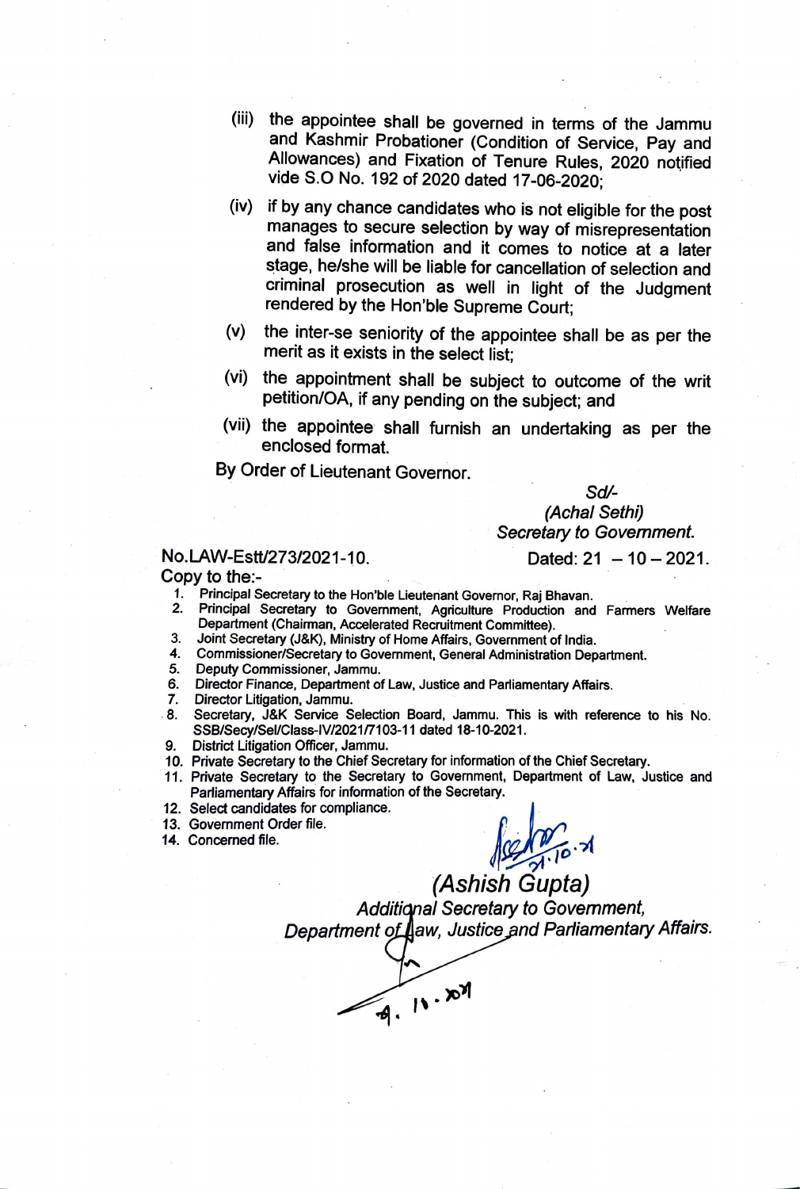(iii) the appointee shall be governed in terms of the Jammu and Kashmir Probationer (Condition of Service, Pay and Allowances) and Fixation of Tenure Rules, 2020 notified vide S.O No. 192 of 2020 dated 17-06-2020;

(iv) if by any chance candidates who is not eligible for the post manages to secure selection by way of misrepresentation and false information and it comes to notice at a later stage, he/she will be liable for cancellation of selection and criminal prosecution as well in light of the Judgment rendered by the Hon'ble Supreme Court;

(v) the inter-se seniority of the appointee shall be as per the merit as it exists in the select list;

(vi) the appointment shall be subject to outcome of the writ petition/OA, if any pending on the subject; and

(vii) the appointee shall furnish an undertaking as per the enclosed format.

By Order of Lieutenant Governor.

*Sd/-*
*(Achal Sethi)*
*Secretary to Government.*

No.LAW-Estt/273/2021-10. Dated: 21 – 10 – 2021.

Copy to the:-

1. Principal Secretary to the Hon'ble Lieutenant Governor, Raj Bhavan.
2. Principal Secretary to Government, Agriculture Production and Farmers Welfare Department (Chairman, Accelerated Recruitment Committee).
3. Joint Secretary (J&K), Ministry of Home Affairs, Government of India.
4. Commissioner/Secretary to Government, General Administration Department.
5. Deputy Commissioner, Jammu.
6. Director Finance, Department of Law, Justice and Parliamentary Affairs.
7. Director Litigation, Jammu.
8. Secretary, J&K Service Selection Board, Jammu. This is with reference to his No. SSB/Secy/Sel/Class-IV/2021/7103-11 dated 18-10-2021.
9. District Litigation Officer, Jammu.
10. Private Secretary to the Chief Secretary for information of the Chief Secretary.
11. Private Secretary to the Secretary to Government, Department of Law, Justice and Parliamentary Affairs for information of the Secretary.
12. Select candidates for compliance.
13. Government Order file.
14. Concerned file.

21.10.21

*(Ashish Gupta)*
*Additional Secretary to Government,*
*Department of Law, Justice and Parliamentary Affairs.*